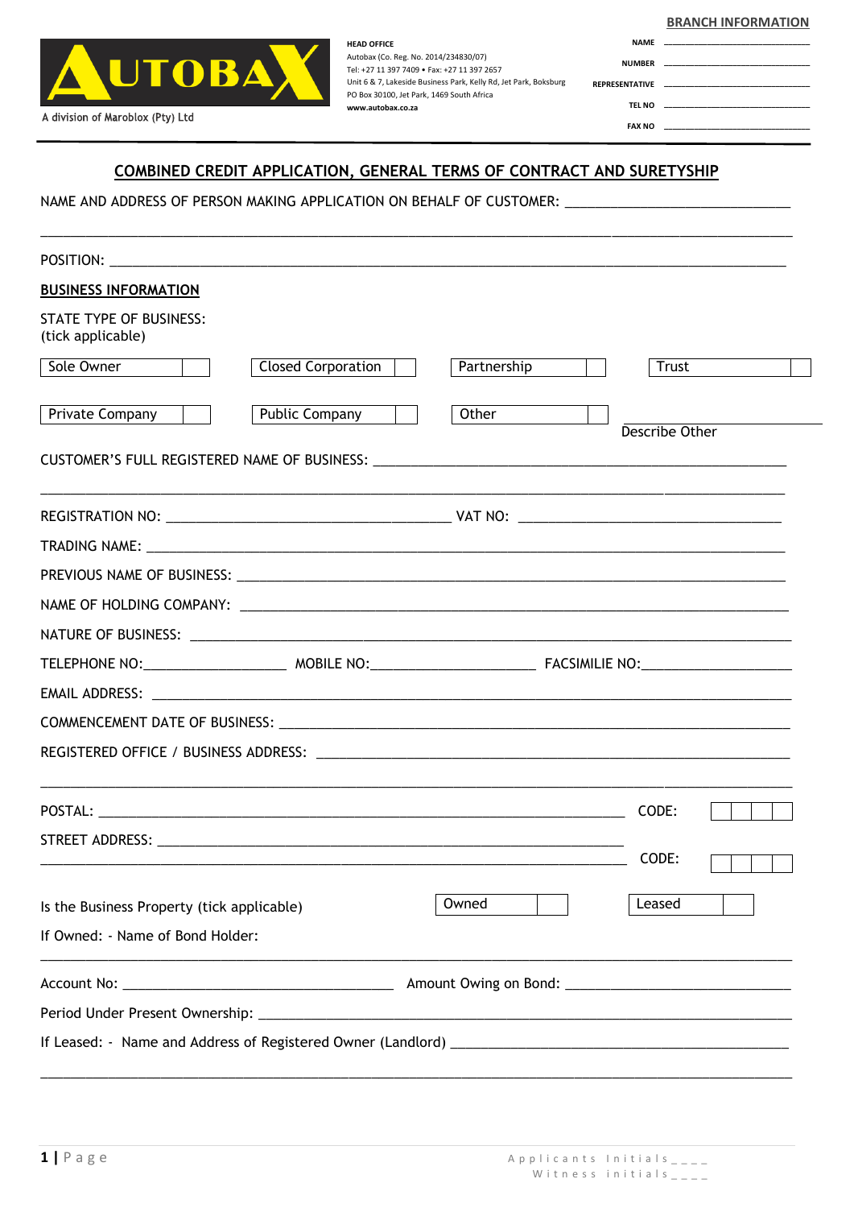AUTOBAX

A division of Maroblox (Pty) Ltd

**HEAD OFFICE**
Autobax (Co. Reg. No. 2014/234830/07)
Tel: +27 11 397 7409 • Fax: +27 11 397 2657
Unit 6 & 7, Lakeside Business Park, Kelly Rd, Jet Park, Boksburg
PO Box 30100, Jet Park, 1469 South Africa
**www.autobax.co.za**

**BRANCH INFORMATION**

NAME ______________________________

NUMBER ______________________________

REPRESENTATIVE ______________________________

TEL NO ______________________________

FAX NO ______________________________

## COMBINED CREDIT APPLICATION, GENERAL TERMS OF CONTRACT AND SURETYSHIP

NAME AND ADDRESS OF PERSON MAKING APPLICATION ON BEHALF OF CUSTOMER: ______________________________

______________________________________________________________________________

POSITION: ______________________________________________________________________________

**BUSINESS INFORMATION**

STATE TYPE OF BUSINESS:
(tick applicable)

| Sole Owner | ☐ | Closed Corporation | ☐ | Partnership | ☐ | Trust | ☐ |
|---|---|---|---|---|---|---|---|
| Private Company | ☐ | Public Company | ☐ | Other | ☐ | Describe Other ______________ | |

CUSTOMER'S FULL REGISTERED NAME OF BUSINESS: ______________________________________________

______________________________________________________________________________

REGISTRATION NO: ______________________________ VAT NO: ______________________________

TRADING NAME: ______________________________________________________________________________

PREVIOUS NAME OF BUSINESS: ______________________________________________________________

NAME OF HOLDING COMPANY: ______________________________________________________________

NATURE OF BUSINESS: ______________________________________________________________________

TELEPHONE NO:__________________ MOBILE NO:____________________ FACSIMILIE NO:__________________

EMAIL ADDRESS: ______________________________________________________________________________

COMMENCEMENT DATE OF BUSINESS: ______________________________________________________________

REGISTERED OFFICE / BUSINESS ADDRESS: ______________________________________________________

______________________________________________________________________________

POSTAL: ______________________________________________________________ CODE: ☐☐☐☐

STREET ADDRESS: ______________________________________________________________

______________________________________________________________________ CODE: ☐☐☐☐

Is the Business Property (tick applicable) Owned ☐ Leased ☐

If Owned: - Name of Bond Holder:

______________________________________________________________________________

Account No: ______________________________ Amount Owing on Bond: ______________________________

Period Under Present Ownership: ______________________________________________________________

If Leased: - Name and Address of Registered Owner (Landlord) ______________________________________

______________________________________________________________________________

Applicants Initials____

Witness initials____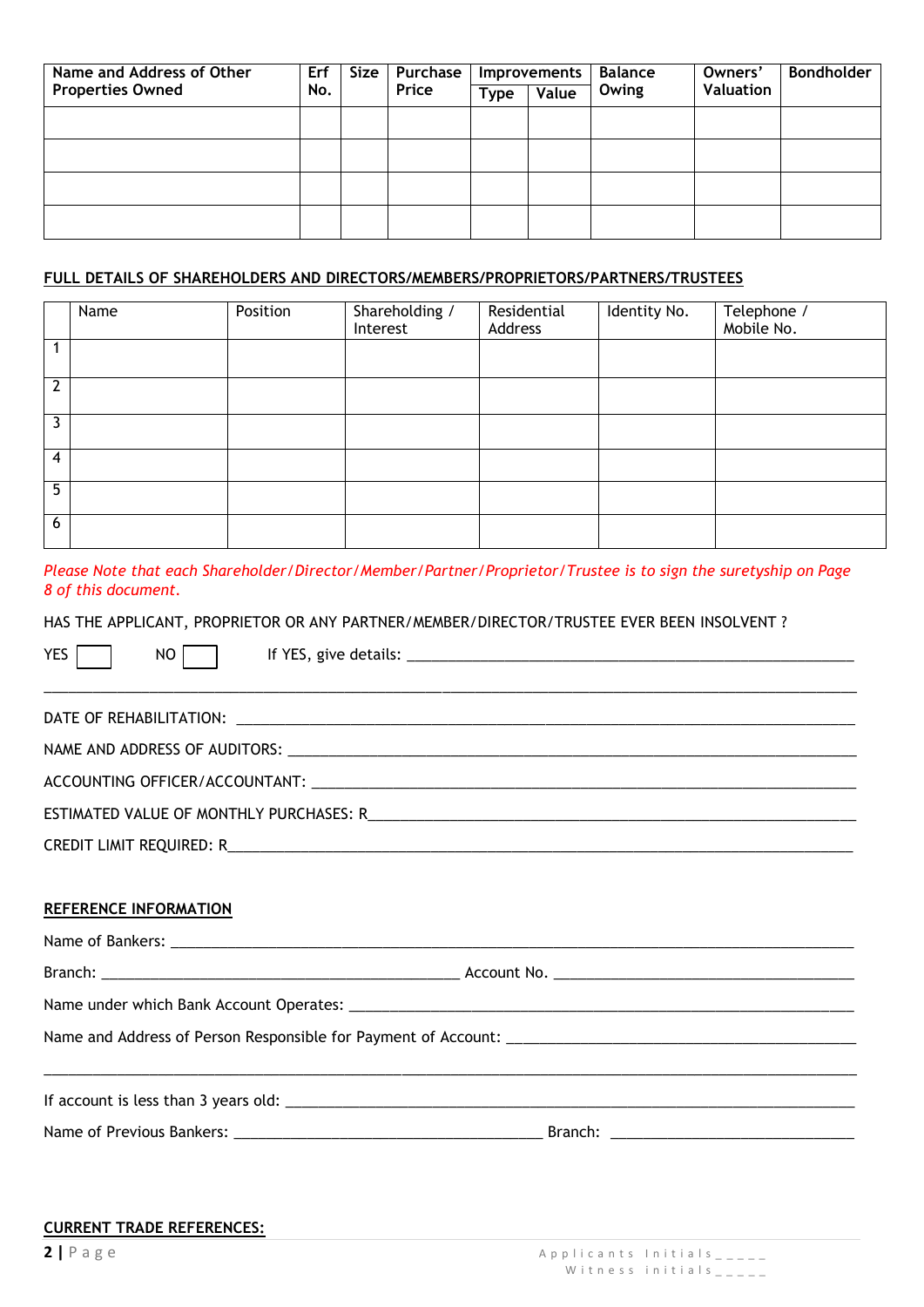| Name and Address of Other Properties Owned | Erf No. | Size | Purchase Price | Improvements | | Balance Owing | Owners' Valuation | Bondholder |
|---|---|---|---|---|---|---|---|---|
| | | | | Type | Value | | | |
| | | | | | | | | |
| | | | | | | | | |
| | | | | | | | | |
| | | | | | | | | |

**FULL DETAILS OF SHAREHOLDERS AND DIRECTORS/MEMBERS/PROPRIETORS/PARTNERS/TRUSTEES**

| | Name | Position | Shareholding / Interest | Residential Address | Identity No. | Telephone / Mobile No. |
|---|---|---|---|---|---|---|
| 1 | | | | | | |
| 2 | | | | | | |
| 3 | | | | | | |
| 4 | | | | | | |
| 5 | | | | | | |
| 6 | | | | | | |

*Please Note that each Shareholder/Director/Member/Partner/Proprietor/Trustee is to sign the suretyship on Page 8 of this document.*

HAS THE APPLICANT, PROPRIETOR OR ANY PARTNER/MEMBER/DIRECTOR/TRUSTEE EVER BEEN INSOLVENT ?

YES ☐ NO ☐ If YES, give details: ____________________________________________

______________________________________________________________________________

DATE OF REHABILITATION: ____________________________________________________

NAME AND ADDRESS OF AUDITORS: _______________________________________________

ACCOUNTING OFFICER/ACCOUNTANT: ______________________________________________

ESTIMATED VALUE OF MONTHLY PURCHASES: R_____________________________________

CREDIT LIMIT REQUIRED: R_____________________________________________________

**REFERENCE INFORMATION**

Name of Bankers: ____________________________________________________________

Branch: ________________________________ Account No. ____________________________

Name under which Bank Account Operates: _______________________________________

Name and Address of Person Responsible for Payment of Account: ___________________

______________________________________________________________________________

If account is less than 3 years old: ___________________________________________

Name of Previous Bankers: ___________________________ Branch: ____________________

**CURRENT TRADE REFERENCES:**

Applicants Initials_____
Witness initials_____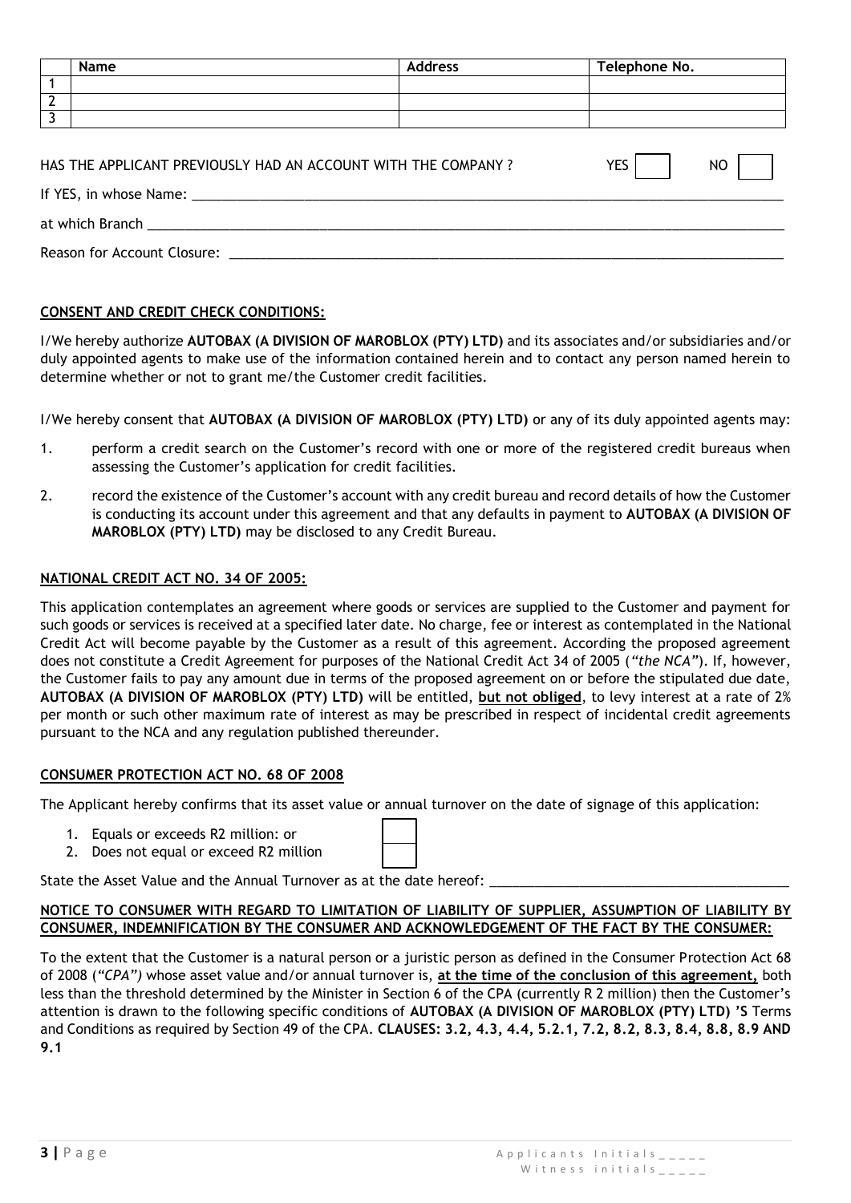| | Name | Address | Telephone No. |
|---|---|---|---|
| 1 | | | |
| 2 | | | |
| 3 | | | |

HAS THE APPLICANT PREVIOUSLY HAD AN ACCOUNT WITH THE COMPANY ? YES ☐ NO ☐

If YES, in whose Name: ______________________________________________________________

at which Branch ______________________________________________________________

Reason for Account Closure: ______________________________________________________________

**CONSENT AND CREDIT CHECK CONDITIONS:**

I/We hereby authorize **AUTOBAX (A DIVISION OF MAROBLOX (PTY) LTD)** and its associates and/or subsidiaries and/or duly appointed agents to make use of the information contained herein and to contact any person named herein to determine whether or not to grant me/the Customer credit facilities.

I/We hereby consent that **AUTOBAX (A DIVISION OF MAROBLOX (PTY) LTD)** or any of its duly appointed agents may:

1. perform a credit search on the Customer's record with one or more of the registered credit bureaus when assessing the Customer's application for credit facilities.
2. record the existence of the Customer's account with any credit bureau and record details of how the Customer is conducting its account under this agreement and that any defaults in payment to **AUTOBAX (A DIVISION OF MAROBLOX (PTY) LTD)** may be disclosed to any Credit Bureau.

**NATIONAL CREDIT ACT NO. 34 OF 2005:**

This application contemplates an agreement where goods or services are supplied to the Customer and payment for such goods or services is received at a specified later date. No charge, fee or interest as contemplated in the National Credit Act will become payable by the Customer as a result of this agreement. According the proposed agreement does not constitute a Credit Agreement for purposes of the National Credit Act 34 of 2005 (*"the NCA"*). If, however, the Customer fails to pay any amount due in terms of the proposed agreement on or before the stipulated due date, **AUTOBAX (A DIVISION OF MAROBLOX (PTY) LTD)** will be entitled, **but not obliged**, to levy interest at a rate of 2% per month or such other maximum rate of interest as may be prescribed in respect of incidental credit agreements pursuant to the NCA and any regulation published thereunder.

**CONSUMER PROTECTION ACT NO. 68 OF 2008**

The Applicant hereby confirms that its asset value or annual turnover on the date of signage of this application:

1. Equals or exceeds R2 million: or ☐
2. Does not equal or exceed R2 million ☐

State the Asset Value and the Annual Turnover as at the date hereof: ________________________________

**NOTICE TO CONSUMER WITH REGARD TO LIMITATION OF LIABILITY OF SUPPLIER, ASSUMPTION OF LIABILITY BY CONSUMER, INDEMNIFICATION BY THE CONSUMER AND ACKNOWLEDGEMENT OF THE FACT BY THE CONSUMER:**

To the extent that the Customer is a natural person or a juristic person as defined in the Consumer Protection Act 68 of 2008 (*"CPA")* whose asset value and/or annual turnover is, **at the time of the conclusion of this agreement,** both less than the threshold determined by the Minister in Section 6 of the CPA (currently R 2 million) then the Customer's attention is drawn to the following specific conditions of **AUTOBAX (A DIVISION OF MAROBLOX (PTY) LTD) 'S** Terms and Conditions as required by Section 49 of the CPA. **CLAUSES: 3.2, 4.3, 4.4, 5.2.1, 7.2, 8.2, 8.3, 8.4, 8.8, 8.9 AND 9.1**

Applicants Initials_____
Witness initials_____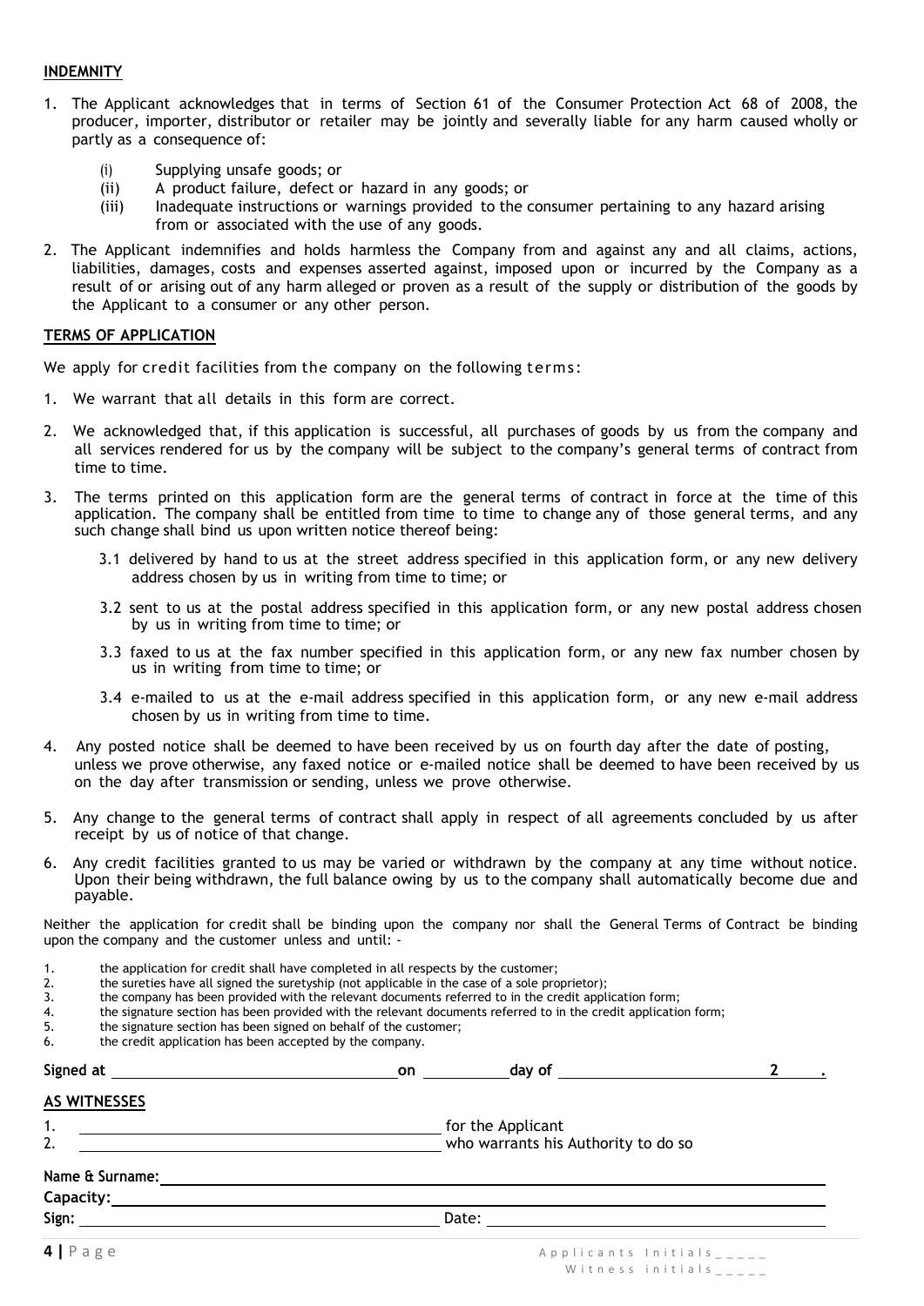**INDEMNITY**

1. The Applicant acknowledges that in terms of Section 61 of the Consumer Protection Act 68 of 2008, the producer, importer, distributor or retailer may be jointly and severally liable for any harm caused wholly or partly as a consequence of:
   (i) Supplying unsafe goods; or
   (ii) A product failure, defect or hazard in any goods; or
   (iii) Inadequate instructions or warnings provided to the consumer pertaining to any hazard arising from or associated with the use of any goods.
2. The Applicant indemnifies and holds harmless the Company from and against any and all claims, actions, liabilities, damages, costs and expenses asserted against, imposed upon or incurred by the Company as a result of or arising out of any harm alleged or proven as a result of the supply or distribution of the goods by the Applicant to a consumer or any other person.

**TERMS OF APPLICATION**

We apply for credit facilities from the company on the following terms:

1. We warrant that all details in this form are correct.
2. We acknowledged that, if this application is successful, all purchases of goods by us from the company and all services rendered for us by the company will be subject to the company's general terms of contract from time to time.
3. The terms printed on this application form are the general terms of contract in force at the time of this application. The company shall be entitled from time to time to change any of those general terms, and any such change shall bind us upon written notice thereof being:
   3.1 delivered by hand to us at the street address specified in this application form, or any new delivery address chosen by us in writing from time to time; or
   3.2 sent to us at the postal address specified in this application form, or any new postal address chosen by us in writing from time to time; or
   3.3 faxed to us at the fax number specified in this application form, or any new fax number chosen by us in writing from time to time; or
   3.4 e-mailed to us at the e-mail address specified in this application form, or any new e-mail address chosen by us in writing from time to time.
4. Any posted notice shall be deemed to have been received by us on fourth day after the date of posting, unless we prove otherwise, any faxed notice or e-mailed notice shall be deemed to have been received by us on the day after transmission or sending, unless we prove otherwise.
5. Any change to the general terms of contract shall apply in respect of all agreements concluded by us after receipt by us of notice of that change.
6. Any credit facilities granted to us may be varied or withdrawn by the company at any time without notice. Upon their being withdrawn, the full balance owing by us to the company shall automatically become due and payable.

Neither the application for credit shall be binding upon the company nor shall the General Terms of Contract be binding upon the company and the customer unless and until: -

1. the application for credit shall have completed in all respects by the customer;
2. the sureties have all signed the suretyship (not applicable in the case of a sole proprietor);
3. the company has been provided with the relevant documents referred to in the credit application form;
4. the signature section has been provided with the relevant documents referred to in the credit application form;
5. the signature section has been signed on behalf of the customer;
6. the credit application has been accepted by the company.

**Signed at** ______________________ **on** __________ **day of** ______________________ **2** ____.

**AS WITNESSES**

1. ______________________________ for the Applicant
2. ______________________________ who warrants his Authority to do so

**Name & Surname:** ______________________________

**Capacity:** ______________________________

**Sign:** ______________________________ Date: ______________________________

Applicants Initials_____
Witness initials_____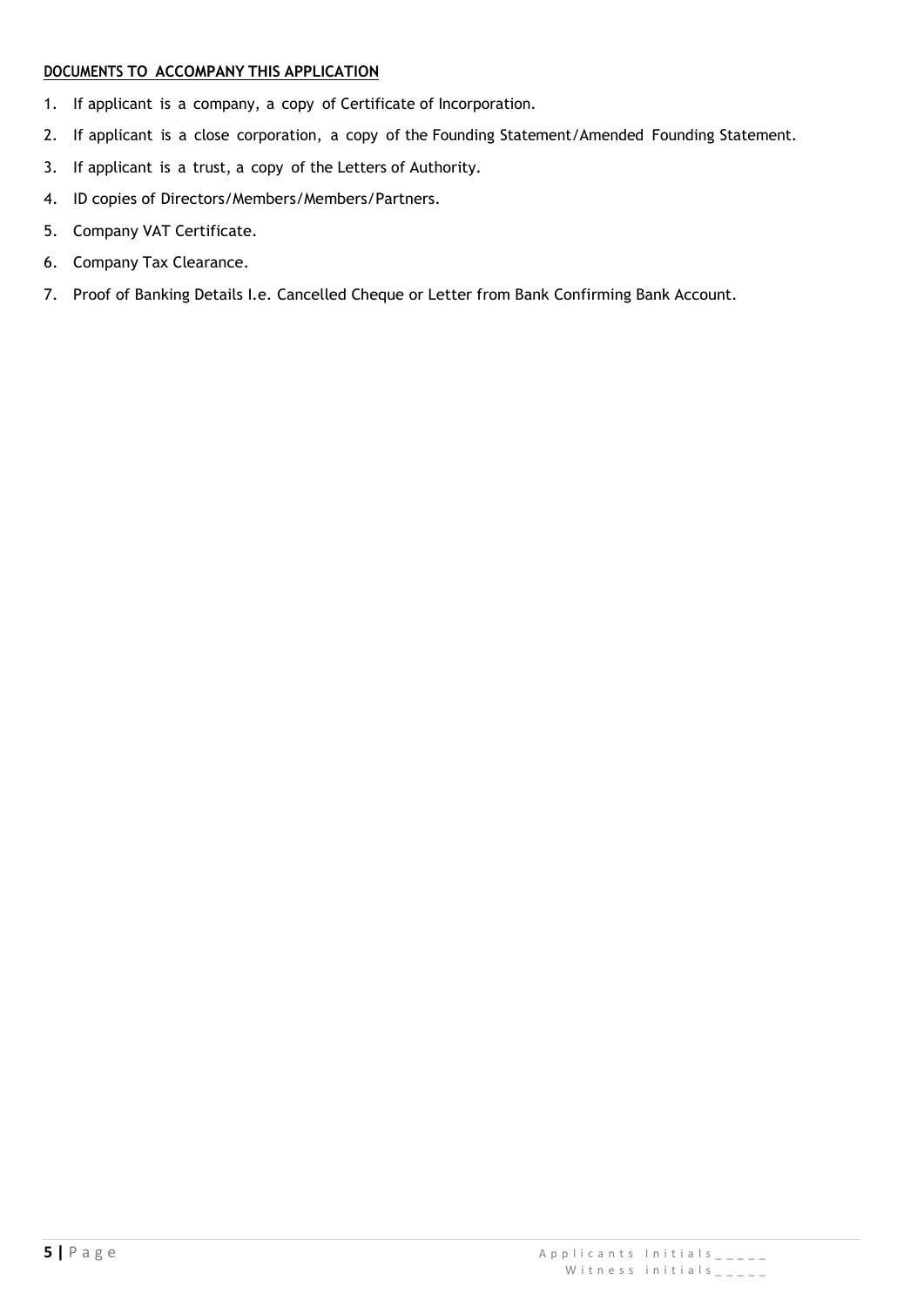**DOCUMENTS TO ACCOMPANY THIS APPLICATION**

1. If applicant is a company, a copy of Certificate of Incorporation.
2. If applicant is a close corporation, a copy of the Founding Statement/Amended Founding Statement.
3. If applicant is a trust, a copy of the Letters of Authority.
4. ID copies of Directors/Members/Members/Partners.
5. Company VAT Certificate.
6. Company Tax Clearance.
7. Proof of Banking Details I.e. Cancelled Cheque or Letter from Bank Confirming Bank Account.

Applicants Initials_ _ _ _ _
Witness initials_ _ _ _ _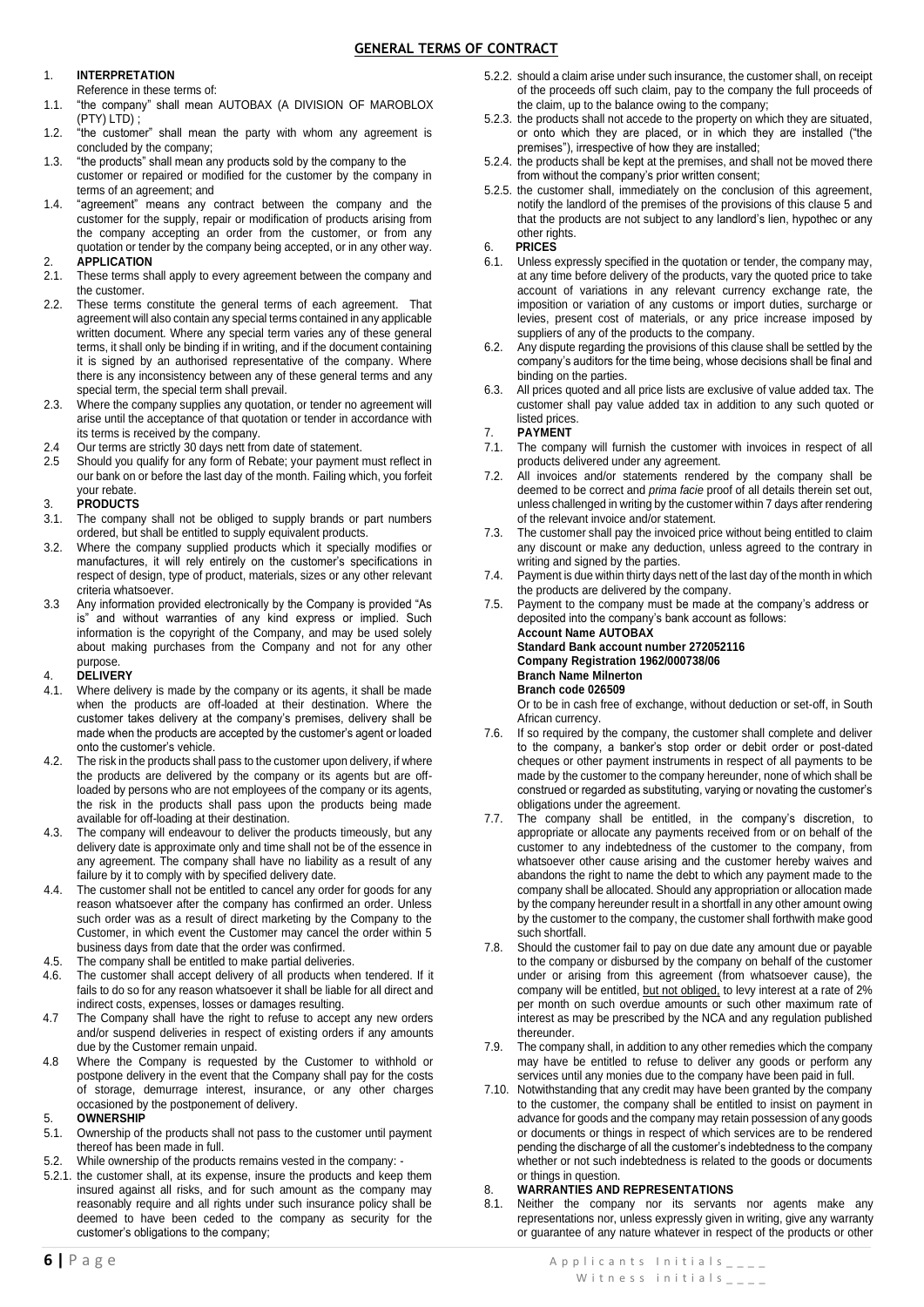## GENERAL TERMS OF CONTRACT

### 1. INTERPRETATION

Reference in these terms of:

1.1. "the company" shall mean AUTOBAX (A DIVISION OF MAROBLOX (PTY) LTD) ;

1.2. "the customer" shall mean the party with whom any agreement is concluded by the company;

1.3. "the products" shall mean any products sold by the company to the customer or repaired or modified for the customer by the company in terms of an agreement; and

1.4. "agreement" means any contract between the company and the customer for the supply, repair or modification of products arising from the company accepting an order from the customer, or from any quotation or tender by the company being accepted, or in any other way.

### 2. APPLICATION

2.1. These terms shall apply to every agreement between the company and the customer.

2.2. These terms constitute the general terms of each agreement. That agreement will also contain any special terms contained in any applicable written document. Where any special term varies any of these general terms, it shall only be binding if in writing, and if the document containing it is signed by an authorised representative of the company. Where there is any inconsistency between any of these general terms and any special term, the special term shall prevail.

2.3. Where the company supplies any quotation, or tender no agreement will arise until the acceptance of that quotation or tender in accordance with its terms is received by the company.

2.4 Our terms are strictly 30 days nett from date of statement.

2.5 Should you qualify for any form of Rebate; your payment must reflect in our bank on or before the last day of the month. Failing which, you forfeit your rebate.

### 3. PRODUCTS

3.1. The company shall not be obliged to supply brands or part numbers ordered, but shall be entitled to supply equivalent products.

3.2. Where the company supplied products which it specially modifies or manufactures, it will rely entirely on the customer's specifications in respect of design, type of product, materials, sizes or any other relevant criteria whatsoever.

3.3 Any information provided electronically by the Company is provided "As is" and without warranties of any kind express or implied. Such information is the copyright of the Company, and may be used solely about making purchases from the Company and not for any other purpose.

### 4. DELIVERY

4.1. Where delivery is made by the company or its agents, it shall be made when the products are off-loaded at their destination. Where the customer takes delivery at the company's premises, delivery shall be made when the products are accepted by the customer's agent or loaded onto the customer's vehicle.

4.2. The risk in the products shall pass to the customer upon delivery, if where the products are delivered by the company or its agents but are off-loaded by persons who are not employees of the company or its agents, the risk in the products shall pass upon the products being made available for off-loading at their destination.

4.3. The company will endeavour to deliver the products timeously, but any delivery date is approximate only and time shall not be of the essence in any agreement. The company shall have no liability as a result of any failure by it to comply with by specified delivery date.

4.4. The customer shall not be entitled to cancel any order for goods for any reason whatsoever after the company has confirmed an order. Unless such order was as a result of direct marketing by the Company to the Customer, in which event the Customer may cancel the order within 5 business days from date that the order was confirmed.

4.5. The company shall be entitled to make partial deliveries.

4.6. The customer shall accept delivery of all products when tendered. If it fails to do so for any reason whatsoever it shall be liable for all direct and indirect costs, expenses, losses or damages resulting.

4.7 The Company shall have the right to refuse to accept any new orders and/or suspend deliveries in respect of existing orders if any amounts due by the Customer remain unpaid.

4.8 Where the Company is requested by the Customer to withhold or postpone delivery in the event that the Company shall pay for the costs of storage, demurrage interest, insurance, or any other charges occasioned by the postponement of delivery.

### 5. OWNERSHIP

5.1. Ownership of the products shall not pass to the customer until payment thereof has been made in full.

5.2. While ownership of the products remains vested in the company: -

5.2.1. the customer shall, at its expense, insure the products and keep them insured against all risks, and for such amount as the company may reasonably require and all rights under such insurance policy shall be deemed to have been ceded to the company as security for the customer's obligations to the company;

5.2.2. should a claim arise under such insurance, the customer shall, on receipt of the proceeds off such claim, pay to the company the full proceeds of the claim, up to the balance owing to the company;

5.2.3. the products shall not accede to the property on which they are situated, or onto which they are placed, or in which they are installed ("the premises"), irrespective of how they are installed;

5.2.4. the products shall be kept at the premises, and shall not be moved there from without the company's prior written consent;

5.2.5. the customer shall, immediately on the conclusion of this agreement, notify the landlord of the premises of the provisions of this clause 5 and that the products are not subject to any landlord's lien, hypothec or any other rights.

### 6. PRICES

6.1. Unless expressly specified in the quotation or tender, the company may, at any time before delivery of the products, vary the quoted price to take account of variations in any relevant currency exchange rate, the imposition or variation of any customs or import duties, surcharge or levies, present cost of materials, or any price increase imposed by suppliers of any of the products to the company.

6.2. Any dispute regarding the provisions of this clause shall be settled by the company's auditors for the time being, whose decisions shall be final and binding on the parties.

6.3. All prices quoted and all price lists are exclusive of value added tax. The customer shall pay value added tax in addition to any such quoted or listed prices.

### 7. PAYMENT

7.1. The company will furnish the customer with invoices in respect of all products delivered under any agreement.

7.2. All invoices and/or statements rendered by the company shall be deemed to be correct and *prima facie* proof of all details therein set out, unless challenged in writing by the customer within 7 days after rendering of the relevant invoice and/or statement.

7.3. The customer shall pay the invoiced price without being entitled to claim any discount or make any deduction, unless agreed to the contrary in writing and signed by the parties.

7.4. Payment is due within thirty days nett of the last day of the month in which the products are delivered by the company.

7.5. Payment to the company must be made at the company's address or deposited into the company's bank account as follows:

**Account Name AUTOBAX**
**Standard Bank account number 272052116**
**Company Registration 1962/000738/06**
**Branch Name Milnerton**
**Branch code 026509**

Or to be in cash free of exchange, without deduction or set-off, in South African currency.

7.6. If so required by the company, the customer shall complete and deliver to the company, a banker's stop order or debit order or post-dated cheques or other payment instruments in respect of all payments to be made by the customer to the company hereunder, none of which shall be construed or regarded as substituting, varying or novating the customer's obligations under the agreement.

7.7. The company shall be entitled, in the company's discretion, to appropriate or allocate any payments received from or on behalf of the customer to any indebtedness of the customer to the company, from whatsoever other cause arising and the customer hereby waives and abandons the right to name the debt to which any payment made to the company shall be allocated. Should any appropriation or allocation made by the company hereunder result in a shortfall in any other amount owing by the customer to the company, the customer shall forthwith make good such shortfall.

7.8. Should the customer fail to pay on due date any amount due or payable to the company or disbursed by the company on behalf of the customer under or arising from this agreement (from whatsoever cause), the company will be entitled, <u>but not obliged,</u> to levy interest at a rate of 2% per month on such overdue amounts or such other maximum rate of interest as may be prescribed by the NCA and any regulation published thereunder.

7.9. The company shall, in addition to any other remedies which the company may have be entitled to refuse to deliver any goods or perform any services until any monies due to the company have been paid in full.

7.10. Notwithstanding that any credit may have been granted by the company to the customer, the company shall be entitled to insist on payment in advance for goods and the company may retain possession of any goods or documents or things in respect of which services are to be rendered pending the discharge of all the customer's indebtedness to the company whether or not such indebtedness is related to the goods or documents or things in question.

### 8. WARRANTIES AND REPRESENTATIONS

8.1. Neither the company nor its servants nor agents make any representations nor, unless expressly given in writing, give any warranty or guarantee of any nature whatever in respect of the products or other

Applicants Initials _ _ _ _
Witness initials _ _ _ _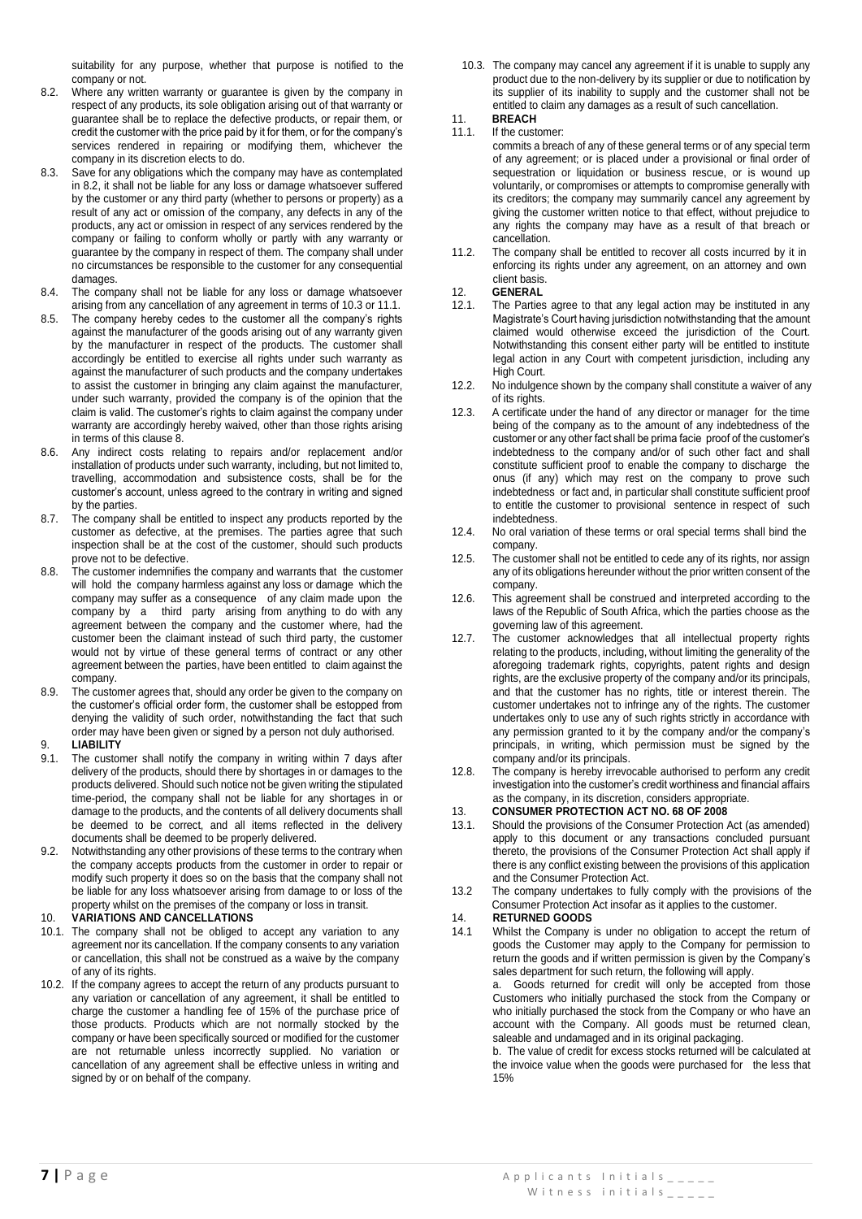suitability for any purpose, whether that purpose is notified to the company or not.

8.2. Where any written warranty or guarantee is given by the company in respect of any products, its sole obligation arising out of that warranty or guarantee shall be to replace the defective products, or repair them, or credit the customer with the price paid by it for them, or for the company's services rendered in repairing or modifying them, whichever the company in its discretion elects to do.

8.3. Save for any obligations which the company may have as contemplated in 8.2, it shall not be liable for any loss or damage whatsoever suffered by the customer or any third party (whether to persons or property) as a result of any act or omission of the company, any defects in any of the products, any act or omission in respect of any services rendered by the company or failing to conform wholly or partly with any warranty or guarantee by the company in respect of them. The company shall under no circumstances be responsible to the customer for any consequential damages.

8.4. The company shall not be liable for any loss or damage whatsoever arising from any cancellation of any agreement in terms of 10.3 or 11.1.

8.5. The company hereby cedes to the customer all the company's rights against the manufacturer of the goods arising out of any warranty given by the manufacturer in respect of the products. The customer shall accordingly be entitled to exercise all rights under such warranty as against the manufacturer of such products and the company undertakes to assist the customer in bringing any claim against the manufacturer, under such warranty, provided the company is of the opinion that the claim is valid. The customer's rights to claim against the company under warranty are accordingly hereby waived, other than those rights arising in terms of this clause 8.

8.6. Any indirect costs relating to repairs and/or replacement and/or installation of products under such warranty, including, but not limited to, travelling, accommodation and subsistence costs, shall be for the customer's account, unless agreed to the contrary in writing and signed by the parties.

8.7. The company shall be entitled to inspect any products reported by the customer as defective, at the premises. The parties agree that such inspection shall be at the cost of the customer, should such products prove not to be defective.

8.8. The customer indemnifies the company and warrants that the customer will hold the company harmless against any loss or damage which the company may suffer as a consequence of any claim made upon the company by a third party arising from anything to do with any agreement between the company and the customer where, had the customer been the claimant instead of such third party, the customer would not by virtue of these general terms of contract or any other agreement between the parties, have been entitled to claim against the company.

8.9. The customer agrees that, should any order be given to the company on the customer's official order form, the customer shall be estopped from denying the validity of such order, notwithstanding the fact that such order may have been given or signed by a person not duly authorised.

## 9. LIABILITY

9.1. The customer shall notify the company in writing within 7 days after delivery of the products, should there by shortages in or damages to the products delivered. Should such notice not be given writing the stipulated time-period, the company shall not be liable for any shortages in or damage to the products, and the contents of all delivery documents shall be deemed to be correct, and all items reflected in the delivery documents shall be deemed to be properly delivered.

9.2. Notwithstanding any other provisions of these terms to the contrary when the company accepts products from the customer in order to repair or modify such property it does so on the basis that the company shall not be liable for any loss whatsoever arising from damage to or loss of the property whilst on the premises of the company or loss in transit.

## 10. VARIATIONS AND CANCELLATIONS

10.1. The company shall not be obliged to accept any variation to any agreement nor its cancellation. If the company consents to any variation or cancellation, this shall not be construed as a waive by the company of any of its rights.

10.2. If the company agrees to accept the return of any products pursuant to any variation or cancellation of any agreement, it shall be entitled to charge the customer a handling fee of 15% of the purchase price of those products. Products which are not normally stocked by the company or have been specifically sourced or modified for the customer are not returnable unless incorrectly supplied. No variation or cancellation of any agreement shall be effective unless in writing and signed by or on behalf of the company.

10.3. The company may cancel any agreement if it is unable to supply any product due to the non-delivery by its supplier or due to notification by its supplier of its inability to supply and the customer shall not be entitled to claim any damages as a result of such cancellation.

## 11. BREACH

11.1. If the customer:

commits a breach of any of these general terms or of any special term of any agreement; or is placed under a provisional or final order of sequestration or liquidation or business rescue, or is wound up voluntarily, or compromises or attempts to compromise generally with its creditors; the company may summarily cancel any agreement by giving the customer written notice to that effect, without prejudice to any rights the company may have as a result of that breach or cancellation.

11.2. The company shall be entitled to recover all costs incurred by it in enforcing its rights under any agreement, on an attorney and own client basis.

## 12. GENERAL

12.1. The Parties agree to that any legal action may be instituted in any Magistrate's Court having jurisdiction notwithstanding that the amount claimed would otherwise exceed the jurisdiction of the Court. Notwithstanding this consent either party will be entitled to institute legal action in any Court with competent jurisdiction, including any High Court.

12.2. No indulgence shown by the company shall constitute a waiver of any of its rights.

12.3. A certificate under the hand of any director or manager for the time being of the company as to the amount of any indebtedness of the customer or any other fact shall be prima facie proof of the customer's indebtedness to the company and/or of such other fact and shall constitute sufficient proof to enable the company to discharge the onus (if any) which may rest on the company to prove such indebtedness or fact and, in particular shall constitute sufficient proof to entitle the customer to provisional sentence in respect of such indebtedness.

12.4. No oral variation of these terms or oral special terms shall bind the company.

12.5. The customer shall not be entitled to cede any of its rights, nor assign any of its obligations hereunder without the prior written consent of the company.

12.6. This agreement shall be construed and interpreted according to the laws of the Republic of South Africa, which the parties choose as the governing law of this agreement.

12.7. The customer acknowledges that all intellectual property rights relating to the products, including, without limiting the generality of the aforegoing trademark rights, copyrights, patent rights and design rights, are the exclusive property of the company and/or its principals, and that the customer has no rights, title or interest therein. The customer undertakes not to infringe any of the rights. The customer undertakes only to use any of such rights strictly in accordance with any permission granted to it by the company and/or the company's principals, in writing, which permission must be signed by the company and/or its principals.

12.8. The company is hereby irrevocable authorised to perform any credit investigation into the customer's credit worthiness and financial affairs as the company, in its discretion, considers appropriate.

## 13. CONSUMER PROTECTION ACT NO. 68 OF 2008

13.1. Should the provisions of the Consumer Protection Act (as amended) apply to this document or any transactions concluded pursuant thereto, the provisions of the Consumer Protection Act shall apply if there is any conflict existing between the provisions of this application and the Consumer Protection Act.

13.2 The company undertakes to fully comply with the provisions of the Consumer Protection Act insofar as it applies to the customer.

## 14. RETURNED GOODS

14.1 Whilst the Company is under no obligation to accept the return of goods the Customer may apply to the Company for permission to return the goods and if written permission is given by the Company's sales department for such return, the following will apply.

a. Goods returned for credit will only be accepted from those Customers who initially purchased the stock from the Company or who initially purchased the stock from the Company or who have an account with the Company. All goods must be returned clean, saleable and undamaged and in its original packaging.

b. The value of credit for excess stocks returned will be calculated at the invoice value when the goods were purchased for the less that 15%

Applicants Initials_ _ _ _ _

Witness initials_ _ _ _ _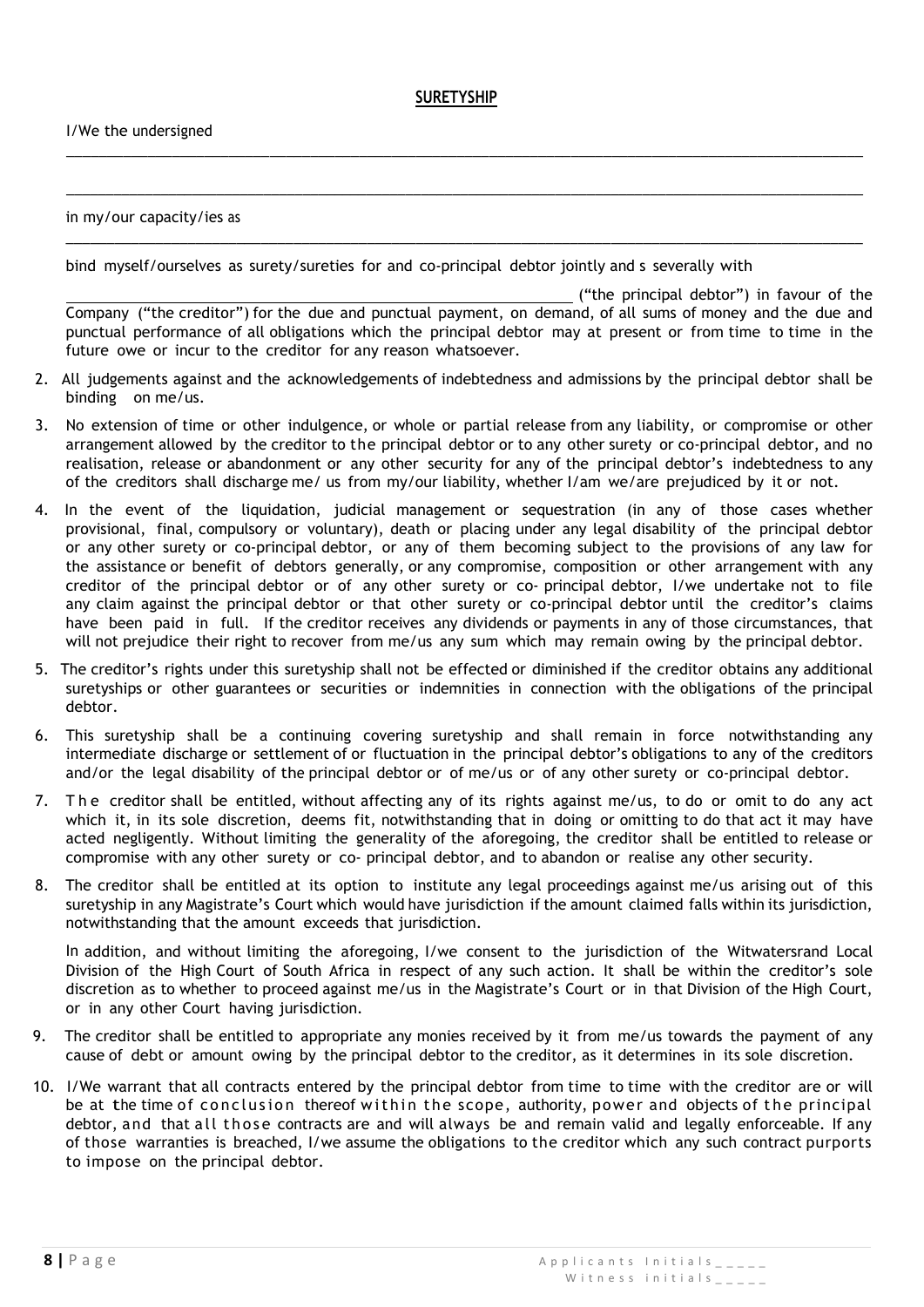## SURETYSHIP

I/We the undersigned

\_\_\_\_\_\_\_\_\_\_\_\_\_\_\_\_\_\_\_\_\_\_\_\_\_\_\_\_\_\_\_\_\_\_\_\_\_\_\_\_\_\_\_\_\_\_\_\_\_\_\_\_\_\_\_\_\_\_\_\_\_\_\_\_\_\_\_\_\_\_\_\_\_\_\_\_\_\_

\_\_\_\_\_\_\_\_\_\_\_\_\_\_\_\_\_\_\_\_\_\_\_\_\_\_\_\_\_\_\_\_\_\_\_\_\_\_\_\_\_\_\_\_\_\_\_\_\_\_\_\_\_\_\_\_\_\_\_\_\_\_\_\_\_\_\_\_\_\_\_\_\_\_\_\_\_\_

in my/our capacity/ies as

\_\_\_\_\_\_\_\_\_\_\_\_\_\_\_\_\_\_\_\_\_\_\_\_\_\_\_\_\_\_\_\_\_\_\_\_\_\_\_\_\_\_\_\_\_\_\_\_\_\_\_\_\_\_\_\_\_\_\_\_\_\_\_\_\_\_\_\_\_\_\_\_\_\_\_\_\_\_

bind myself/ourselves as surety/sureties for and co-principal debtor jointly and s severally with

\_\_\_\_\_\_\_\_\_\_\_\_\_\_\_\_\_\_\_\_\_\_\_\_\_\_\_\_\_\_\_\_\_\_\_\_\_\_\_\_\_\_\_\_\_\_\_\_\_\_\_\_\_\_\_\_\_\_\_\_ ("the principal debtor") in favour of the Company ("the creditor") for the due and punctual payment, on demand, of all sums of money and the due and punctual performance of all obligations which the principal debtor may at present or from time to time in the future owe or incur to the creditor for any reason whatsoever.

2. All judgements against and the acknowledgements of indebtedness and admissions by the principal debtor shall be binding on me/us.

3. No extension of time or other indulgence, or whole or partial release from any liability, or compromise or other arrangement allowed by the creditor to the principal debtor or to any other surety or co-principal debtor, and no realisation, release or abandonment or any other security for any of the principal debtor's indebtedness to any of the creditors shall discharge me/ us from my/our liability, whether I/am we/are prejudiced by it or not.

4. In the event of the liquidation, judicial management or sequestration (in any of those cases whether provisional, final, compulsory or voluntary), death or placing under any legal disability of the principal debtor or any other surety or co-principal debtor, or any of them becoming subject to the provisions of any law for the assistance or benefit of debtors generally, or any compromise, composition or other arrangement with any creditor of the principal debtor or of any other surety or co- principal debtor, I/we undertake not to file any claim against the principal debtor or that other surety or co-principal debtor until the creditor's claims have been paid in full. If the creditor receives any dividends or payments in any of those circumstances, that will not prejudice their right to recover from me/us any sum which may remain owing by the principal debtor.

5. The creditor's rights under this suretyship shall not be effected or diminished if the creditor obtains any additional suretyships or other guarantees or securities or indemnities in connection with the obligations of the principal debtor.

6. This suretyship shall be a continuing covering suretyship and shall remain in force notwithstanding any intermediate discharge or settlement of or fluctuation in the principal debtor's obligations to any of the creditors and/or the legal disability of the principal debtor or of me/us or of any other surety or co-principal debtor.

7. The creditor shall be entitled, without affecting any of its rights against me/us, to do or omit to do any act which it, in its sole discretion, deems fit, notwithstanding that in doing or omitting to do that act it may have acted negligently. Without limiting the generality of the aforegoing, the creditor shall be entitled to release or compromise with any other surety or co- principal debtor, and to abandon or realise any other security.

8. The creditor shall be entitled at its option to institute any legal proceedings against me/us arising out of this suretyship in any Magistrate's Court which would have jurisdiction if the amount claimed falls within its jurisdiction, notwithstanding that the amount exceeds that jurisdiction.

   In addition, and without limiting the aforegoing, I/we consent to the jurisdiction of the Witwatersrand Local Division of the High Court of South Africa in respect of any such action. It shall be within the creditor's sole discretion as to whether to proceed against me/us in the Magistrate's Court or in that Division of the High Court, or in any other Court having jurisdiction.

9. The creditor shall be entitled to appropriate any monies received by it from me/us towards the payment of any cause of debt or amount owing by the principal debtor to the creditor, as it determines in its sole discretion.

10. I/We warrant that all contracts entered by the principal debtor from time to time with the creditor are or will be at the time of conclusion thereof within the scope, authority, power and objects of the principal debtor, and that all those contracts are and will always be and remain valid and legally enforceable. If any of those warranties is breached, I/we assume the obligations to the creditor which any such contract purports to impose on the principal debtor.

Applicants Initials\_\_\_\_\_
Witness initials\_\_\_\_\_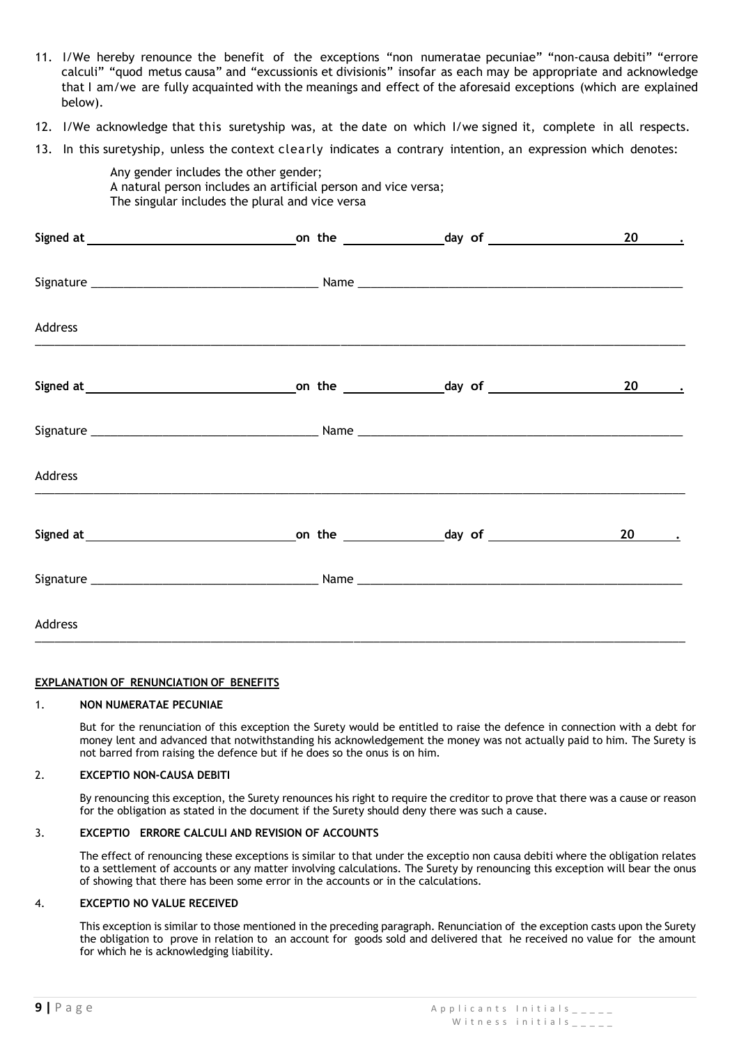11. I/We hereby renounce the benefit of the exceptions "non numeratae pecuniae" "non-causa debiti" "errore calculi" "quod metus causa" and "excussionis et divisionis" insofar as each may be appropriate and acknowledge that I am/we are fully acquainted with the meanings and effect of the aforesaid exceptions (which are explained below).

12. I/We acknowledge that this suretyship was, at the date on which I/we signed it, complete in all respects.

13. In this suretyship, unless the context clearly indicates a contrary intention, an expression which denotes:

    Any gender includes the other gender;
    A natural person includes an artificial person and vice versa;
    The singular includes the plural and vice versa

**Signed at** ______________________ **on the** ______________ **day of** ____________________ **20** ______ **.**

Signature ______________________________ Name ________________________________________________

Address ____________________________________________________________________________________

**Signed at** ______________________ **on the** ______________ **day of** ____________________ **20** ______ **.**

Signature ______________________________ Name ________________________________________________

Address ____________________________________________________________________________________

**Signed at** ______________________ **on the** ______________ **day of** ____________________ **20** ______ **.**

Signature ______________________________ Name ________________________________________________

Address ____________________________________________________________________________________

**EXPLANATION OF RENUNCIATION OF BENEFITS**

1. **NON NUMERATAE PECUNIAE**

   But for the renunciation of this exception the Surety would be entitled to raise the defence in connection with a debt for money lent and advanced that notwithstanding his acknowledgement the money was not actually paid to him. The Surety is not barred from raising the defence but if he does so the onus is on him.

2. **EXCEPTIO NON-CAUSA DEBITI**

   By renouncing this exception, the Surety renounces his right to require the creditor to prove that there was a cause or reason for the obligation as stated in the document if the Surety should deny there was such a cause.

3. **EXCEPTIO ERRORE CALCULI AND REVISION OF ACCOUNTS**

   The effect of renouncing these exceptions is similar to that under the exceptio non causa debiti where the obligation relates to a settlement of accounts or any matter involving calculations. The Surety by renouncing this exception will bear the onus of showing that there has been some error in the accounts or in the calculations.

4. **EXCEPTIO NO VALUE RECEIVED**

   This exception is similar to those mentioned in the preceding paragraph. Renunciation of the exception casts upon the Surety the obligation to prove in relation to an account for goods sold and delivered that he received no value for the amount for which he is acknowledging liability.

Applicants Initials_____
Witness initials_____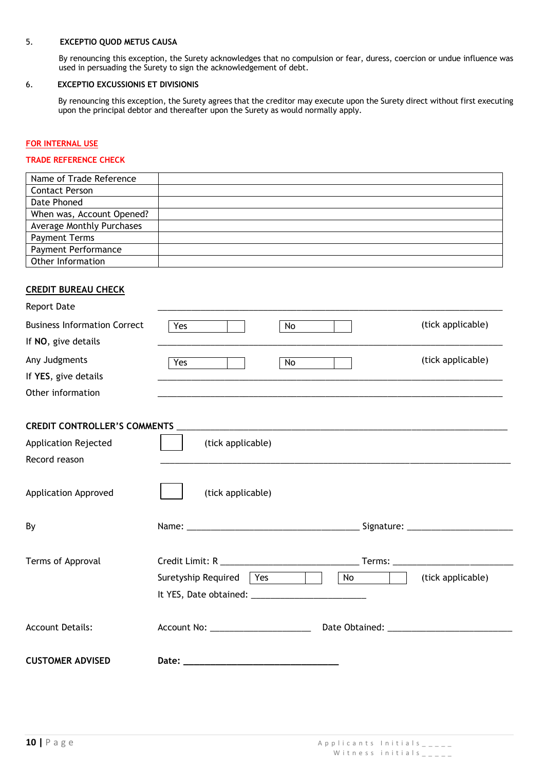5. **EXCEPTIO QUOD METUS CAUSA**

   By renouncing this exception, the Surety acknowledges that no compulsion or fear, duress, coercion or undue influence was used in persuading the Surety to sign the acknowledgement of debt.

6. **EXCEPTIO EXCUSSIONIS ET DIVISIONIS**

   By renouncing this exception, the Surety agrees that the creditor may execute upon the Surety direct without first executing upon the principal debtor and thereafter upon the Surety as would normally apply.

**FOR INTERNAL USE**

**TRADE REFERENCE CHECK**

| | |
|---|---|
| Name of Trade Reference | |
| Contact Person | |
| Date Phoned | |
| When was, Account Opened? | |
| Average Monthly Purchases | |
| Payment Terms | |
| Payment Performance | |
| Other Information | |

**CREDIT BUREAU CHECK**

Report Date ______________________________________________

Business Information Correct Yes ☐ No ☐ (tick applicable)

If **NO**, give details ______________________________________________

Any Judgments Yes ☐ No ☐ (tick applicable)

If **YES**, give details ______________________________________________

Other information ______________________________________________

**CREDIT CONTROLLER'S COMMENTS** ______________________________________________

Application Rejected ☐ (tick applicable)

Record reason ______________________________________________

Application Approved ☐ (tick applicable)

By Name: ______________________ Signature: ______________________

Terms of Approval Credit Limit: R ______________________ Terms: ______________________

Suretyship Required Yes ☐ No ☐ (tick applicable)

It YES, Date obtained: ______________________

Account Details: Account No: ______________________ Date Obtained: ______________________

**CUSTOMER ADVISED** **Date: ______________________**

Applicants Initials_____

Witness initials_____